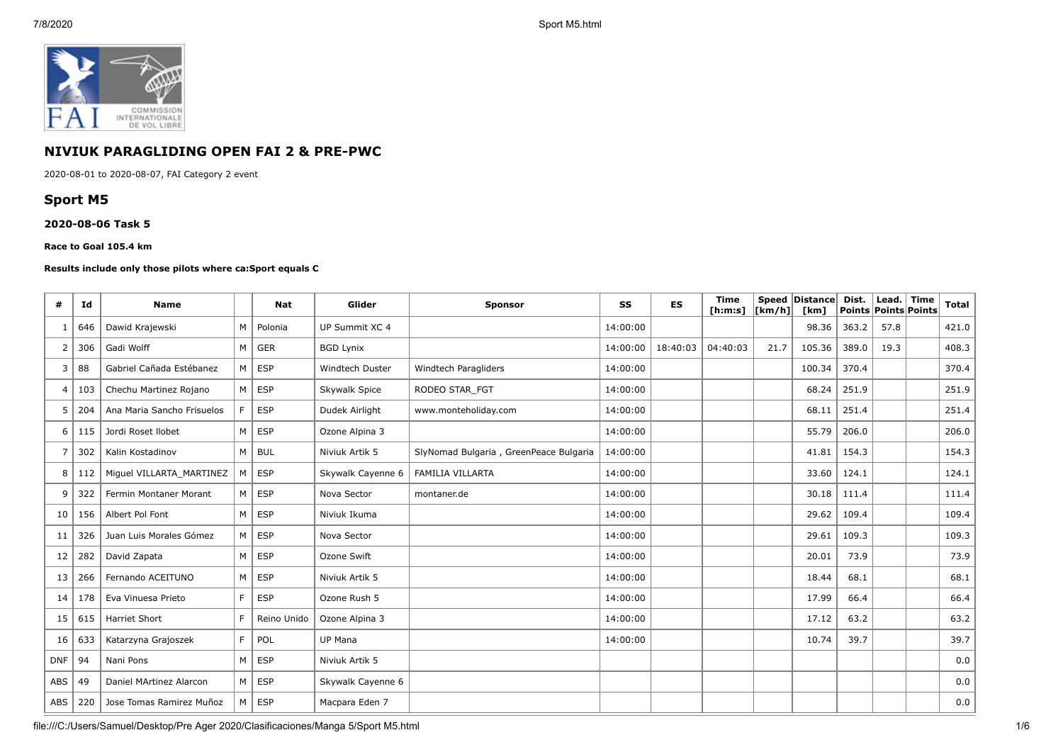## NIVIUK PARAGLIDING OPEN FAI 2 & PRE-PWC

2020-08-01 to 2020-08-07, FAI Category 2 event

# Sport M5

### 2020-08-06 Task 5

**Race to Goal 105.4 km**

**Results include only those pilots where ca:Sport equals C**

| # | Id | Name | | Nat | Glider | Sponsor | SS | ES | Time [h:m:s] | Speed [km/h] | Distance [km] | Dist. Points | Lead. Points | Time Points | Total |
|---|---|---|---|---|---|---|---|---|---|---|---|---|---|---|---|
| 1 | 646 | Dawid Krajewski | M | Polonia | UP Summit XC 4 | | 14:00:00 | | | | 98.36 | 363.2 | 57.8 | | 421.0 |
| 2 | 306 | Gadi Wolff | M | GER | BGD Lynix | | 14:00:00 | 18:40:03 | 04:40:03 | 21.7 | 105.36 | 389.0 | 19.3 | | 408.3 |
| 3 | 88 | Gabriel Cañada Estébanez | M | ESP | Windtech Duster | Windtech Paragliders | 14:00:00 | | | | 100.34 | 370.4 | | | 370.4 |
| 4 | 103 | Chechu Martinez Rojano | M | ESP | Skywalk Spice | RODEO STAR_FGT | 14:00:00 | | | | 68.24 | 251.9 | | | 251.9 |
| 5 | 204 | Ana Maria Sancho Frisuelos | F | ESP | Dudek Airlight | www.monteholiday.com | 14:00:00 | | | | 68.11 | 251.4 | | | 251.4 |
| 6 | 115 | Jordi Roset llobet | M | ESP | Ozone Alpina 3 | | 14:00:00 | | | | 55.79 | 206.0 | | | 206.0 |
| 7 | 302 | Kalin Kostadinov | M | BUL | Niviuk Artik 5 | SlyNomad Bulgaria , GreenPeace Bulgaria | 14:00:00 | | | | 41.81 | 154.3 | | | 154.3 |
| 8 | 112 | Miguel VILLARTA_MARTINEZ | M | ESP | Skywalk Cayenne 6 | FAMILIA VILLARTA | 14:00:00 | | | | 33.60 | 124.1 | | | 124.1 |
| 9 | 322 | Fermin Montaner Morant | M | ESP | Nova Sector | montaner.de | 14:00:00 | | | | 30.18 | 111.4 | | | 111.4 |
| 10 | 156 | Albert Pol Font | M | ESP | Niviuk Ikuma | | 14:00:00 | | | | 29.62 | 109.4 | | | 109.4 |
| 11 | 326 | Juan Luis Morales Gómez | M | ESP | Nova Sector | | 14:00:00 | | | | 29.61 | 109.3 | | | 109.3 |
| 12 | 282 | David Zapata | M | ESP | Ozone Swift | | 14:00:00 | | | | 20.01 | 73.9 | | | 73.9 |
| 13 | 266 | Fernando ACEITUNO | M | ESP | Niviuk Artik 5 | | 14:00:00 | | | | 18.44 | 68.1 | | | 68.1 |
| 14 | 178 | Eva Vinuesa Prieto | F | ESP | Ozone Rush 5 | | 14:00:00 | | | | 17.99 | 66.4 | | | 66.4 |
| 15 | 615 | Harriet Short | F | Reino Unido | Ozone Alpina 3 | | 14:00:00 | | | | 17.12 | 63.2 | | | 63.2 |
| 16 | 633 | Katarzyna Grajoszek | F | POL | UP Mana | | 14:00:00 | | | | 10.74 | 39.7 | | | 39.7 |
| DNF | 94 | Nani Pons | M | ESP | Niviuk Artik 5 | | | | | | | | | | 0.0 |
| ABS | 49 | Daniel MArtinez Alarcon | M | ESP | Skywalk Cayenne 6 | | | | | | | | | | 0.0 |
| ABS | 220 | Jose Tomas Ramirez Muñoz | M | ESP | Macpara Eden 7 | | | | | | | | | | 0.0 |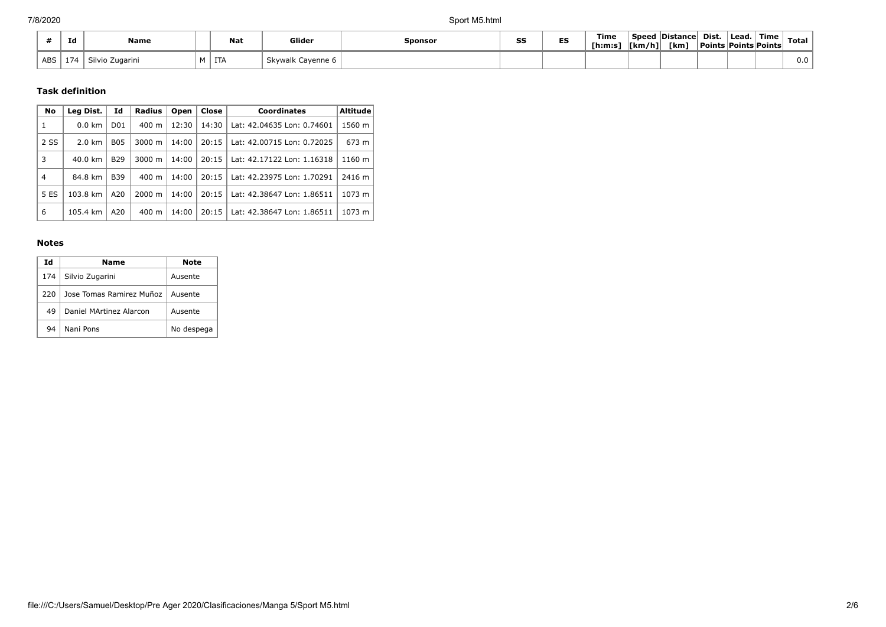| # | Id | Name | | Nat | Glider | Sponsor | SS | ES | Time [h:m:s] | Speed [km/h] | Distance [km] | Dist. Points | Lead. Points | Time Points | Total |
|---|---|---|---|---|---|---|---|---|---|---|---|---|---|---|---|
| ABS | 174 | Silvio Zugarini | M | ITA | Skywalk Cayenne 6 | | | | | | | | | | 0.0 |

### Task definition

| No | Leg Dist. | Id | Radius | Open | Close | Coordinates | Altitude |
|---|---|---|---|---|---|---|---|
| 1 | 0.0 km | D01 | 400 m | 12:30 | 14:30 | Lat: 42.04635 Lon: 0.74601 | 1560 m |
| 2 SS | 2.0 km | B05 | 3000 m | 14:00 | 20:15 | Lat: 42.00715 Lon: 0.72025 | 673 m |
| 3 | 40.0 km | B29 | 3000 m | 14:00 | 20:15 | Lat: 42.17122 Lon: 1.16318 | 1160 m |
| 4 | 84.8 km | B39 | 400 m | 14:00 | 20:15 | Lat: 42.23975 Lon: 1.70291 | 2416 m |
| 5 ES | 103.8 km | A20 | 2000 m | 14:00 | 20:15 | Lat: 42.38647 Lon: 1.86511 | 1073 m |
| 6 | 105.4 km | A20 | 400 m | 14:00 | 20:15 | Lat: 42.38647 Lon: 1.86511 | 1073 m |

### Notes

| Id | Name | Note |
|---|---|---|
| 174 | Silvio Zugarini | Ausente |
| 220 | Jose Tomas Ramirez Muñoz | Ausente |
| 49 | Daniel MArtinez Alarcon | Ausente |
| 94 | Nani Pons | No despega |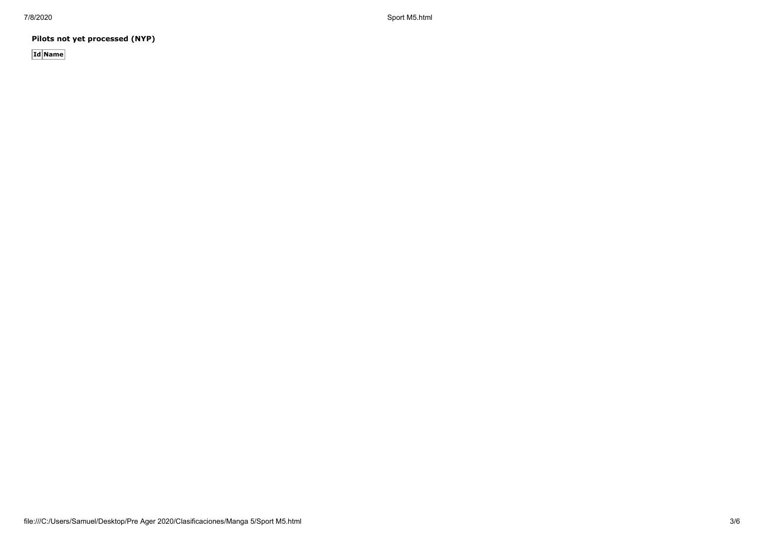**Pilots not yet processed (NYP)**

| Id | Name |
|---|---|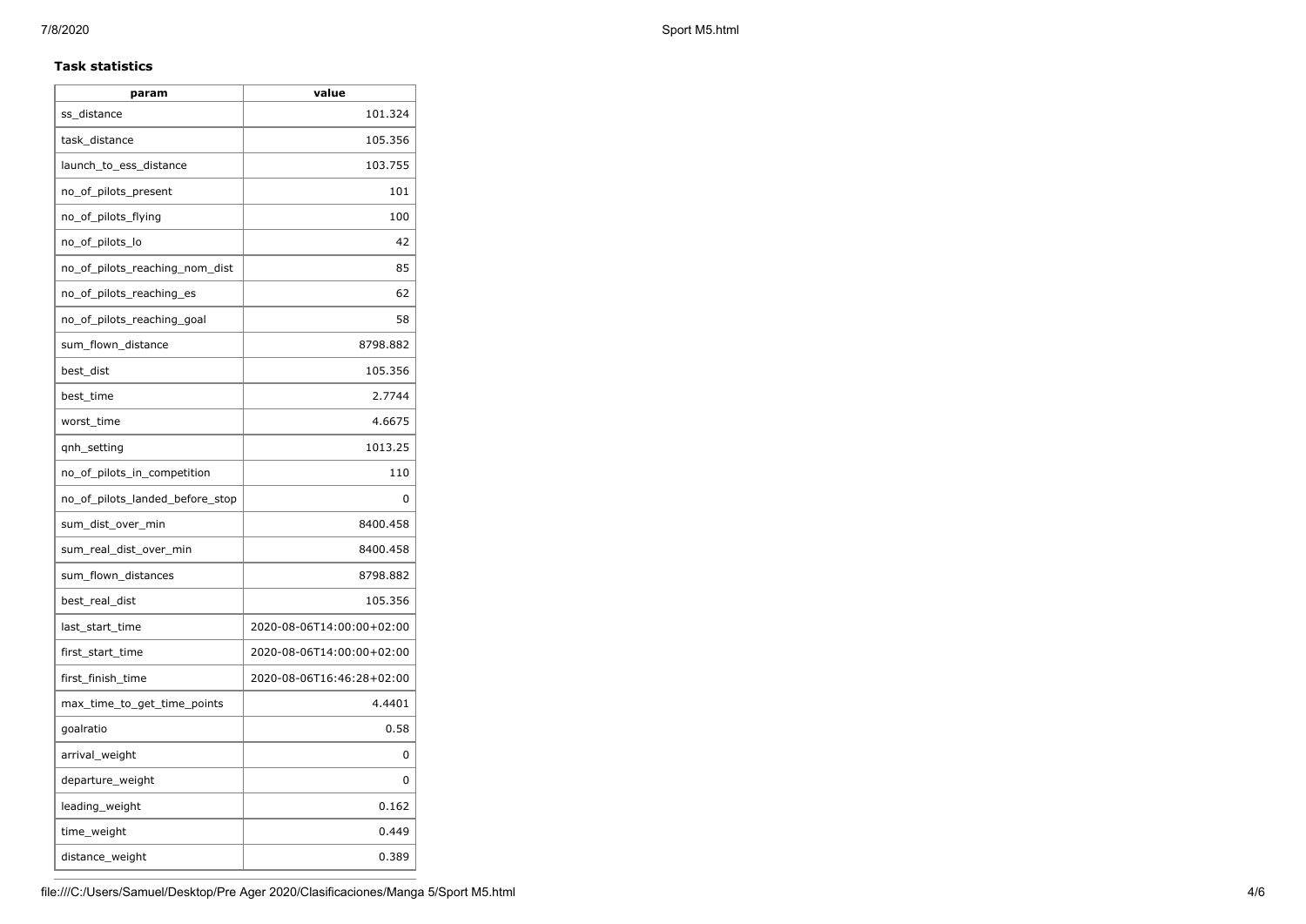**Task statistics**

| param | value |
|---|---|
| ss_distance | 101.324 |
| task_distance | 105.356 |
| launch_to_ess_distance | 103.755 |
| no_of_pilots_present | 101 |
| no_of_pilots_flying | 100 |
| no_of_pilots_lo | 42 |
| no_of_pilots_reaching_nom_dist | 85 |
| no_of_pilots_reaching_es | 62 |
| no_of_pilots_reaching_goal | 58 |
| sum_flown_distance | 8798.882 |
| best_dist | 105.356 |
| best_time | 2.7744 |
| worst_time | 4.6675 |
| qnh_setting | 1013.25 |
| no_of_pilots_in_competition | 110 |
| no_of_pilots_landed_before_stop | 0 |
| sum_dist_over_min | 8400.458 |
| sum_real_dist_over_min | 8400.458 |
| sum_flown_distances | 8798.882 |
| best_real_dist | 105.356 |
| last_start_time | 2020-08-06T14:00:00+02:00 |
| first_start_time | 2020-08-06T14:00:00+02:00 |
| first_finish_time | 2020-08-06T16:46:28+02:00 |
| max_time_to_get_time_points | 4.4401 |
| goalratio | 0.58 |
| arrival_weight | 0 |
| departure_weight | 0 |
| leading_weight | 0.162 |
| time_weight | 0.449 |
| distance_weight | 0.389 |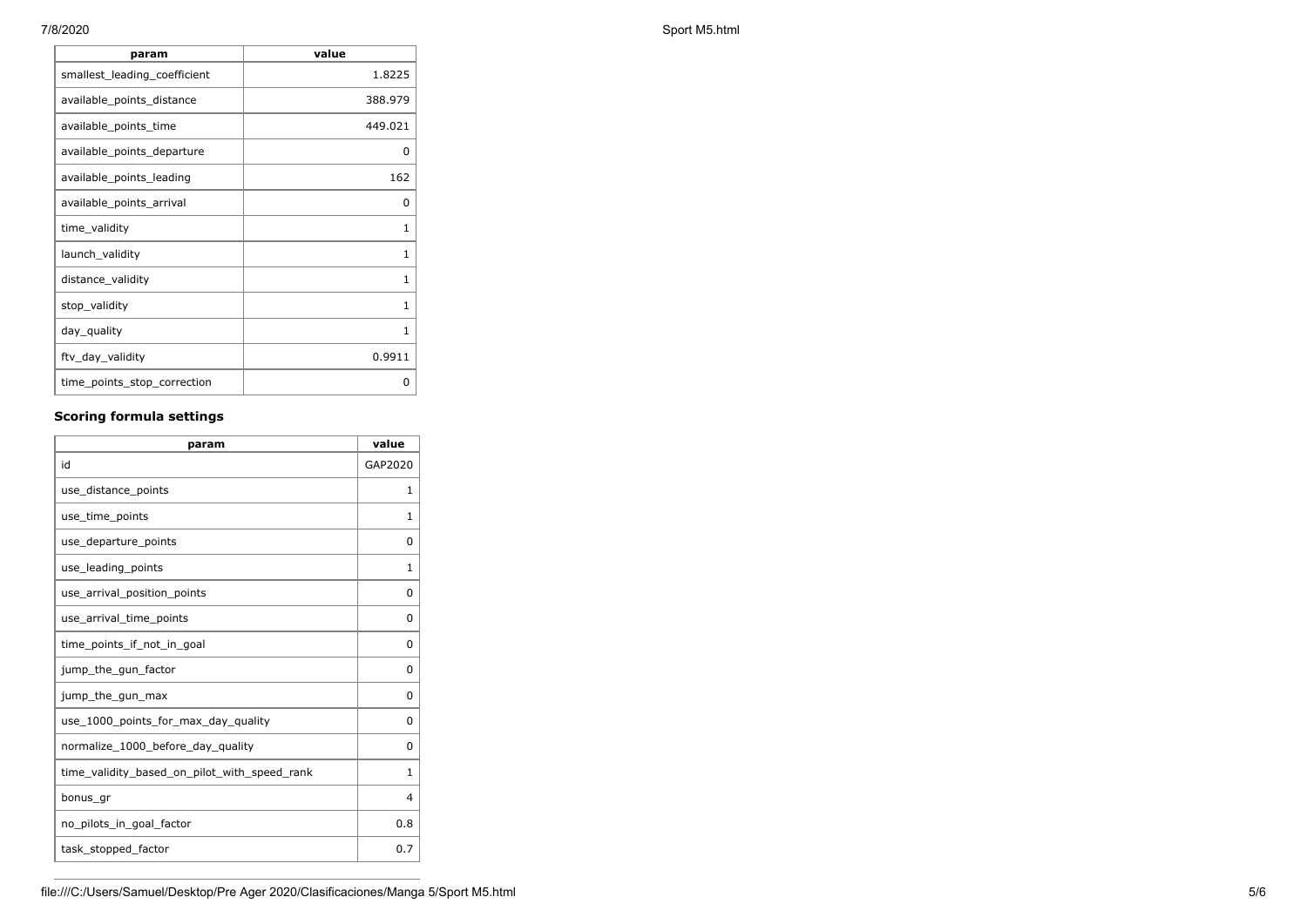| param | value |
|---|---|
| smallest_leading_coefficient | 1.8225 |
| available_points_distance | 388.979 |
| available_points_time | 449.021 |
| available_points_departure | 0 |
| available_points_leading | 162 |
| available_points_arrival | 0 |
| time_validity | 1 |
| launch_validity | 1 |
| distance_validity | 1 |
| stop_validity | 1 |
| day_quality | 1 |
| ftv_day_validity | 0.9911 |
| time_points_stop_correction | 0 |

### Scoring formula settings

| param | value |
|---|---|
| id | GAP2020 |
| use_distance_points | 1 |
| use_time_points | 1 |
| use_departure_points | 0 |
| use_leading_points | 1 |
| use_arrival_position_points | 0 |
| use_arrival_time_points | 0 |
| time_points_if_not_in_goal | 0 |
| jump_the_gun_factor | 0 |
| jump_the_gun_max | 0 |
| use_1000_points_for_max_day_quality | 0 |
| normalize_1000_before_day_quality | 0 |
| time_validity_based_on_pilot_with_speed_rank | 1 |
| bonus_gr | 4 |
| no_pilots_in_goal_factor | 0.8 |
| task_stopped_factor | 0.7 |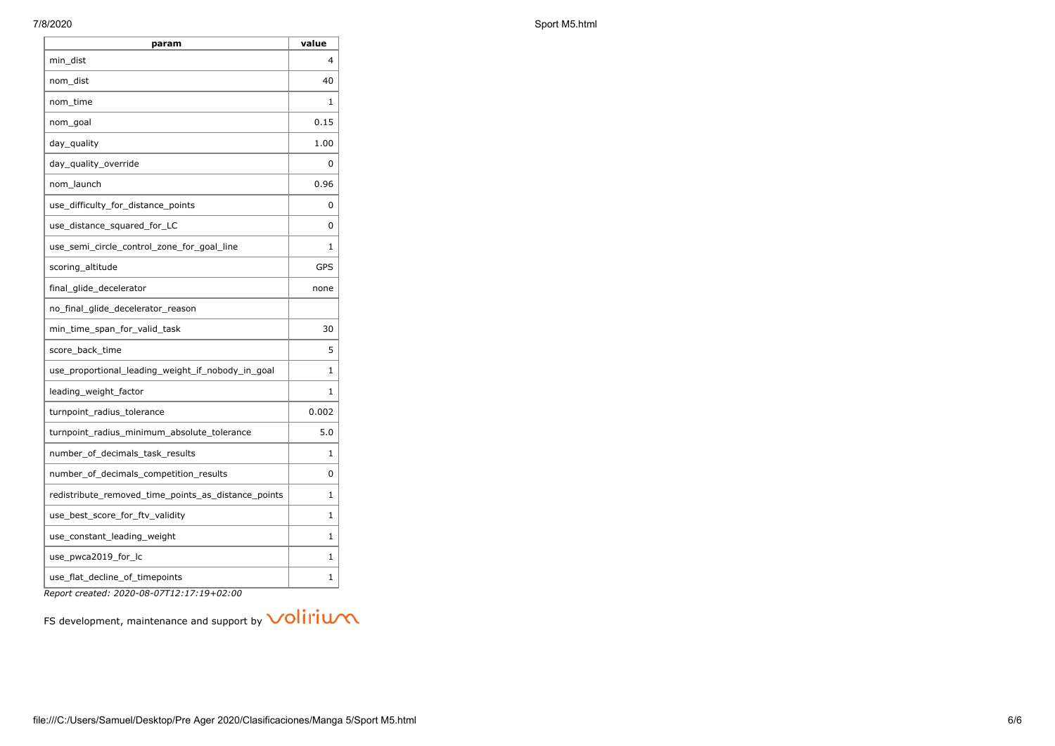| param | value |
|---|---|
| min_dist | 4 |
| nom_dist | 40 |
| nom_time | 1 |
| nom_goal | 0.15 |
| day_quality | 1.00 |
| day_quality_override | 0 |
| nom_launch | 0.96 |
| use_difficulty_for_distance_points | 0 |
| use_distance_squared_for_LC | 0 |
| use_semi_circle_control_zone_for_goal_line | 1 |
| scoring_altitude | GPS |
| final_glide_decelerator | none |
| no_final_glide_decelerator_reason | |
| min_time_span_for_valid_task | 30 |
| score_back_time | 5 |
| use_proportional_leading_weight_if_nobody_in_goal | 1 |
| leading_weight_factor | 1 |
| turnpoint_radius_tolerance | 0.002 |
| turnpoint_radius_minimum_absolute_tolerance | 5.0 |
| number_of_decimals_task_results | 1 |
| number_of_decimals_competition_results | 0 |
| redistribute_removed_time_points_as_distance_points | 1 |
| use_best_score_for_ftv_validity | 1 |
| use_constant_leading_weight | 1 |
| use_pwca2019_for_lc | 1 |
| use_flat_decline_of_timepoints | 1 |

*Report created: 2020-08-07T12:17:19+02:00*

FS development, maintenance and support by volirium